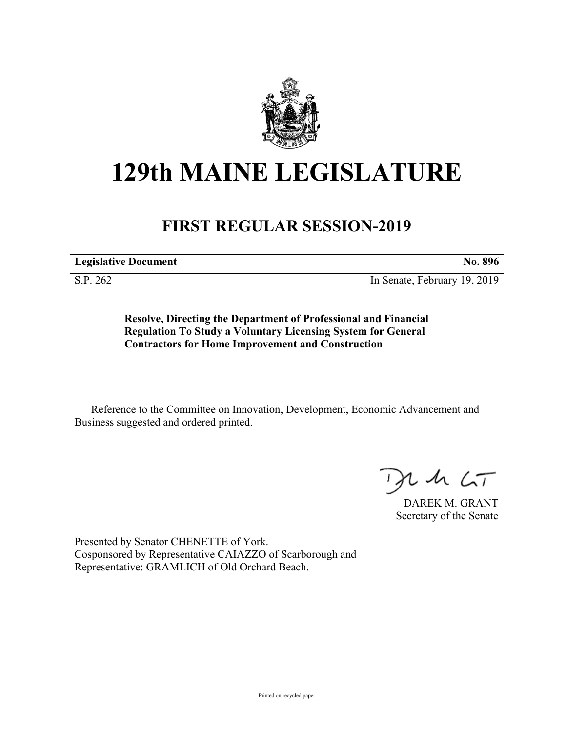# 129th MAINE LEGISLATURE

## FIRST REGULAR SESSION-2019

| **Legislative Document** | **No. 896** |
| --- | --- |
| S.P. 262 | In Senate, February 19, 2019 |

**Resolve, Directing the Department of Professional and Financial Regulation To Study a Voluntary Licensing System for General Contractors for Home Improvement and Construction**

Reference to the Committee on Innovation, Development, Economic Advancement and Business suggested and ordered printed.

DAREK M. GRANT
Secretary of the Senate

Presented by Senator CHENETTE of York.
Cosponsored by Representative CAIAZZO of Scarborough and
Representative: GRAMLICH of Old Orchard Beach.

Printed on recycled paper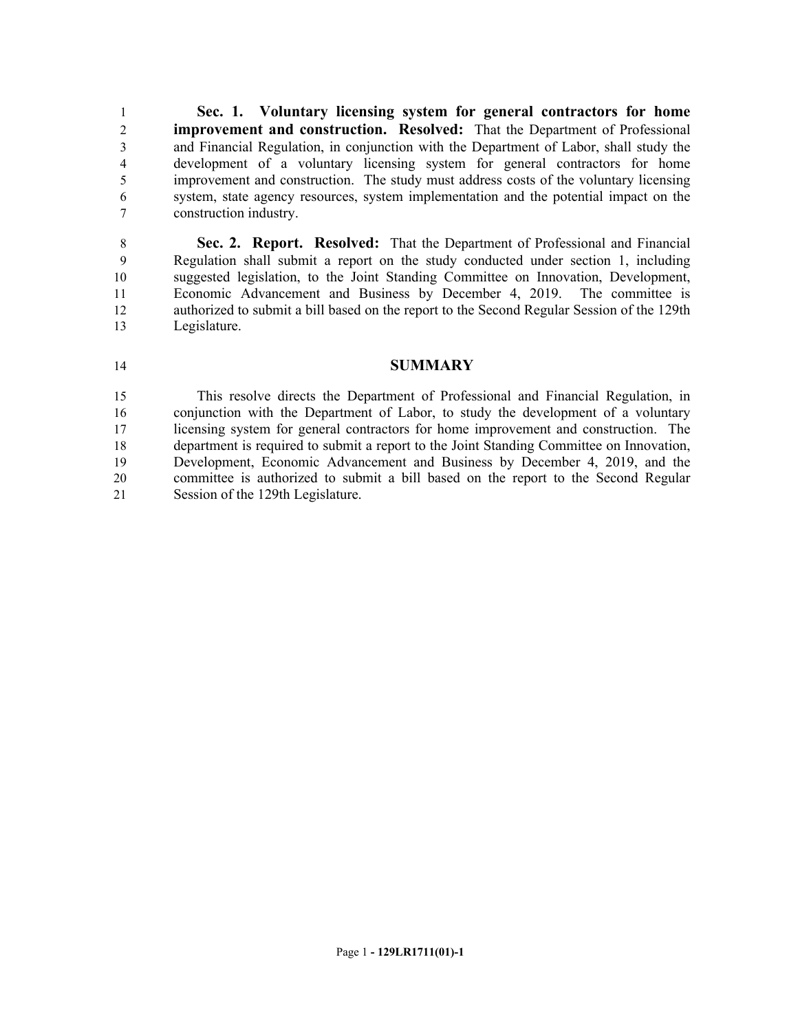**Sec. 1. Voluntary licensing system for general contractors for home improvement and construction. Resolved:** That the Department of Professional and Financial Regulation, in conjunction with the Department of Labor, shall study the development of a voluntary licensing system for general contractors for home improvement and construction. The study must address costs of the voluntary licensing system, state agency resources, system implementation and the potential impact on the construction industry.

**Sec. 2. Report. Resolved:** That the Department of Professional and Financial Regulation shall submit a report on the study conducted under section 1, including suggested legislation, to the Joint Standing Committee on Innovation, Development, Economic Advancement and Business by December 4, 2019. The committee is authorized to submit a bill based on the report to the Second Regular Session of the 129th Legislature.

## SUMMARY

This resolve directs the Department of Professional and Financial Regulation, in conjunction with the Department of Labor, to study the development of a voluntary licensing system for general contractors for home improvement and construction. The department is required to submit a report to the Joint Standing Committee on Innovation, Development, Economic Advancement and Business by December 4, 2019, and the committee is authorized to submit a bill based on the report to the Second Regular Session of the 129th Legislature.